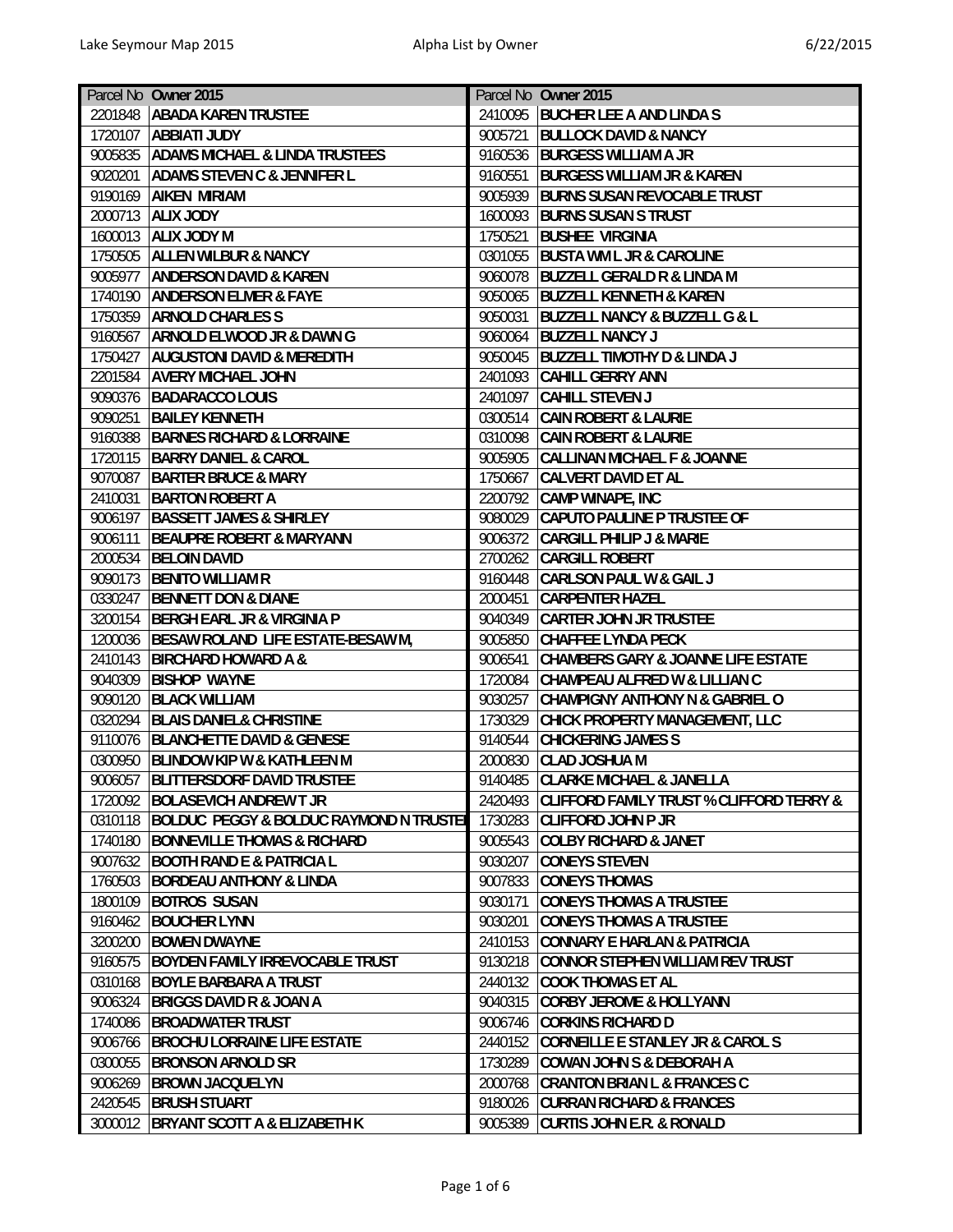| Parcel No | Owner 2015 | Parcel No | Owner 2015 |
|---|---|---|---|
| 2201848 | ABADA KAREN TRUSTEE | 2410095 | BUCHER LEE A AND LINDA S |
| 1720107 | ABBIATI JUDY | 9005721 | BULLOCK DAVID & NANCY |
| 9005835 | ADAMS MICHAEL & LINDA TRUSTEES | 9160536 | BURGESS WILLIAM A JR |
| 9020201 | ADAMS STEVEN C & JENNIFER L | 9160551 | BURGESS WILLIAM JR & KAREN |
| 9190169 | AIKEN MIRIAM | 9005939 | BURNS SUSAN REVOCABLE TRUST |
| 2000713 | ALIX JODY | 1600093 | BURNS SUSAN S TRUST |
| 1600013 | ALIX JODY M | 1750521 | BUSHEE VIRGINIA |
| 1750505 | ALLEN WILBUR & NANCY | 0301055 | BUSTA WM L JR & CAROLINE |
| 9005977 | ANDERSON DAVID & KAREN | 9060078 | BUZZELL GERALD R & LINDA M |
| 1740190 | ANDERSON ELMER & FAYE | 9050065 | BUZZELL KENNETH & KAREN |
| 1750359 | ARNOLD CHARLES S | 9050031 | BUZZELL NANCY & BUZZELL G & L |
| 9160567 | ARNOLD ELWOOD JR & DAWN G | 9060064 | BUZZELL NANCY J |
| 1750427 | AUGUSTONI DAVID & MEREDITH | 9050045 | BUZZELL TIMOTHY D & LINDA J |
| 2201584 | AVERY MICHAEL JOHN | 2401093 | CAHILL GERRY ANN |
| 9090376 | BADARACCO LOUIS | 2401097 | CAHILL STEVEN J |
| 9090251 | BAILEY KENNETH | 0300514 | CAIN ROBERT & LAURIE |
| 9160388 | BARNES RICHARD & LORRAINE | 0310098 | CAIN ROBERT & LAURIE |
| 1720115 | BARRY DANIEL & CAROL | 9005905 | CALLINAN MICHAEL F & JOANNE |
| 9070087 | BARTER BRUCE & MARY | 1750667 | CALVERT DAVID ET AL |
| 2410031 | BARTON ROBERT A | 2200792 | CAMP WINAPE, INC |
| 9006197 | BASSETT JAMES & SHIRLEY | 9080029 | CAPUTO PAULINE P TRUSTEE OF |
| 9006111 | BEAUPRE ROBERT & MARYANN | 9006372 | CARGILL PHILIP J & MARIE |
| 2000534 | BELOIN DAVID | 2700262 | CARGILL ROBERT |
| 9090173 | BENITO WILLIAM R | 9160448 | CARLSON PAUL W & GAIL J |
| 0330247 | BENNETT DON & DIANE | 2000451 | CARPENTER HAZEL |
| 3200154 | BERGH EARL JR & VIRGINIA P | 9040349 | CARTER JOHN JR TRUSTEE |
| 1200036 | BESAW ROLAND LIFE ESTATE-BESAW M, | 9005850 | CHAFFEE LYNDA PECK |
| 2410143 | BIRCHARD HOWARD A & | 9006541 | CHAMBERS GARY & JOANNE LIFE ESTATE |
| 9040309 | BISHOP WAYNE | 1720084 | CHAMPEAU ALFRED W & LILLIAN C |
| 9090120 | BLACK WILLIAM | 9030257 | CHAMPIGNY ANTHONY N & GABRIEL O |
| 0320294 | BLAIS DANIEL& CHRISTINE | 1730329 | CHICK PROPERTY MANAGEMENT, LLC |
| 9110076 | BLANCHETTE DAVID & GENESE | 9140544 | CHICKERING JAMES S |
| 0300950 | BLINDOW KIP W & KATHLEEN M | 2000830 | CLAD JOSHUA M |
| 9006057 | BLITTERSDORF DAVID TRUSTEE | 9140485 | CLARKE MICHAEL & JANELLA |
| 1720092 | BOLASEVICH ANDREW T JR | 2420493 | CLIFFORD FAMILY TRUST % CLIFFORD TERRY & |
| 0310118 | BOLDUC PEGGY & BOLDUC RAYMOND N TRUSTEI | 1730283 | CLIFFORD JOHN P JR |
| 1740180 | BONNEVILLE THOMAS & RICHARD | 9005543 | COLBY RICHARD & JANET |
| 9007632 | BOOTH RAND E & PATRICIA L | 9030207 | CONEYS STEVEN |
| 1760503 | BORDEAU ANTHONY & LINDA | 9007833 | CONEYS THOMAS |
| 1800109 | BOTROS SUSAN | 9030171 | CONEYS THOMAS A TRUSTEE |
| 9160462 | BOUCHER LYNN | 9030201 | CONEYS THOMAS A TRUSTEE |
| 3200200 | BOWEN DWAYNE | 2410153 | CONNARY E HARLAN & PATRICIA |
| 9160575 | BOYDEN FAMILY IRREVOCABLE TRUST | 9130218 | CONNOR STEPHEN WILLIAM REV TRUST |
| 0310168 | BOYLE BARBARA A TRUST | 2440132 | COOK THOMAS ET AL |
| 9006324 | BRIGGS DAVID R & JOAN A | 9040315 | CORBY JEROME & HOLLYANN |
| 1740086 | BROADWATER TRUST | 9006746 | CORKINS RICHARD D |
| 9006766 | BROCHU LORRAINE LIFE ESTATE | 2440152 | CORNEILLE E STANLEY JR & CAROL S |
| 0300055 | BRONSON ARNOLD SR | 1730289 | COWAN JOHN S & DEBORAH A |
| 9006269 | BROWN JACQUELYN | 2000768 | CRANTON BRIAN L & FRANCES C |
| 2420545 | BRUSH STUART | 9180026 | CURRAN RICHARD & FRANCES |
| 3000012 | BRYANT SCOTT A & ELIZABETH K | 9005389 | CURTIS JOHN E.R. & RONALD |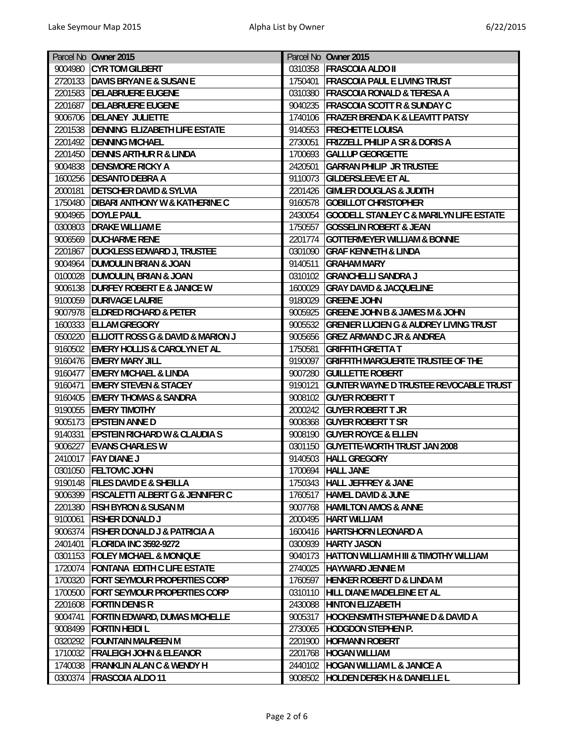| Parcel No | Owner 2015 | Parcel No | Owner 2015 |
|---|---|---|---|
| 9004980 | CYR TOM GILBERT | 0310358 | FRASCOIA ALDO II |
| 2720133 | DAVIS BRYAN E & SUSAN E | 1750401 | FRASCOIA PAUL E LIVING TRUST |
| 2201583 | DELABRUERE EUGENE | 0310380 | FRASCOIA RONALD & TERESA A |
| 2201687 | DELABRUERE EUGENE | 9040235 | FRASCOIA SCOTT R & SUNDAY C |
| 9006706 | DELANEY JULIETTE | 1740106 | FRAZER BRENDA K & LEAVITT PATSY |
| 2201538 | DENNING ELIZABETH LIFE ESTATE | 9140553 | FRECHETTE LOUISA |
| 2201492 | DENNING MICHAEL | 2730051 | FRIZZELL PHILIP A SR & DORIS A |
| 2201450 | DENNIS ARTHUR R & LINDA | 1700693 | GALLUP GEORGETTE |
| 9004838 | DENSMORE RICKY A | 2420501 | GARRAN PHILIP JR TRUSTEE |
| 1600256 | DESANTO DEBRA A | 9110073 | GILDERSLEEVE ET AL |
| 2000181 | DETSCHER DAVID & SYLVIA | 2201426 | GIMLER DOUGLAS & JUDITH |
| 1750480 | DIBARI ANTHONY W & KATHERINE C | 9160578 | GOBILLOT CHRISTOPHER |
| 9004965 | DOYLE PAUL | 2430054 | GOODELL STANLEY C & MARILYN LIFE ESTATE |
| 0300803 | DRAKE WILLIAM E | 1750557 | GOSSELIN ROBERT & JEAN |
| 9006569 | DUCHARME RENE | 2201774 | GOTTERMEYER WILLIAM & BONNIE |
| 2201867 | DUCKLESS EDWARD J, TRUSTEE | 0301090 | GRAF KENNETH & LINDA |
| 9004964 | DUMOULIN BRIAN & JOAN | 9140511 | GRAHAM MARY |
| 0100028 | DUMOULIN, BRIAN & JOAN | 0310102 | GRANCHELLI SANDRA J |
| 9006138 | DURFEY ROBERT E & JANICE W | 1600029 | GRAY DAVID & JACQUELINE |
| 9100059 | DURIVAGE LAURIE | 9180029 | GREENE JOHN |
| 9007978 | ELDRED RICHARD & PETER | 9005925 | GREENE JOHN B & JAMES M & JOHN |
| 1600333 | ELLAM GREGORY | 9005532 | GRENIER LUCIEN G & AUDREY LIVING TRUST |
| 0500220 | ELLIOTT ROSS G & DAVID & MARION J | 9005656 | GREZ ARMAND C JR & ANDREA |
| 9160502 | EMERY HOLLIS & CAROLYN ET AL | 1750581 | GRIFFITH GRETTA T |
| 9160476 | EMERY MARY JILL | 9190097 | GRIFFITH MARGUERITE TRUSTEE OF THE |
| 9160477 | EMERY MICHAEL & LINDA | 9007280 | GUILLETTE ROBERT |
| 9160471 | EMERY STEVEN & STACEY | 9190121 | GUNTER WAYNE D TRUSTEE REVOCABLE TRUST |
| 9160405 | EMERY THOMAS & SANDRA | 9008102 | GUYER ROBERT T |
| 9190055 | EMERY TIMOTHY | 2000242 | GUYER ROBERT T JR |
| 9005173 | EPSTEIN ANNE D | 9008368 | GUYER ROBERT T SR |
| 9140331 | EPSTEIN RICHARD W & CLAUDIA S | 9008190 | GUYER ROYCE & ELLEN |
| 9006227 | EVANS CHARLES W | 0301150 | GUYETTE-WORTH TRUST JAN 2008 |
| 2410017 | FAY DIANE J | 9140503 | HALL GREGORY |
| 0301050 | FELTOVIC JOHN | 1700694 | HALL JANE |
| 9190148 | FILES DAVID E & SHEILLA | 1750343 | HALL JEFFREY & JANE |
| 9006399 | FISCALETTI ALBERT G & JENNIFER C | 1760517 | HAMEL DAVID & JUNE |
| 2201380 | FISH BYRON & SUSAN M | 9007768 | HAMILTON AMOS & ANNE |
| 9100061 | FISHER DONALD J | 2000495 | HART WILLIAM |
| 9006374 | FISHER DONALD J & PATRICIA A | 1600416 | HARTSHORN LEONARD A |
| 2401401 | FLORIDA INC 3592-9272 | 0300939 | HARTY JASON |
| 0301153 | FOLEY MICHAEL & MONIQUE | 9040173 | HATTON WILLIAM H III & TIMOTHY WILLIAM |
| 1720074 | FONTANA EDITH C LIFE ESTATE | 2740025 | HAYWARD JENNIE M |
| 1700320 | FORT SEYMOUR PROPERTIES CORP | 1760597 | HENKER ROBERT D & LINDA M |
| 1700500 | FORT SEYMOUR PROPERTIES CORP | 0310110 | HILL DIANE MADELEINE ET AL |
| 2201608 | FORTIN DENIS R | 2430088 | HINTON ELIZABETH |
| 9004741 | FORTIN EDWARD, DUMAS MICHELLE | 9005317 | HOCKENSMITH STEPHANIE D & DAVID A |
| 9008499 | FORTIN HEIDI L | 2730065 | HODGDON STEPHEN P. |
| 0320292 | FOUNTAIN MAUREEN M | 2201900 | HOFMANN ROBERT |
| 1710032 | FRALEIGH JOHN & ELEANOR | 2201768 | HOGAN WILLIAM |
| 1740038 | FRANKLIN ALAN C & WENDY H | 2440102 | HOGAN WILLIAM L & JANICE A |
| 0300374 | FRASCOIA ALDO 11 | 9008502 | HOLDEN DEREK H & DANIELLE L |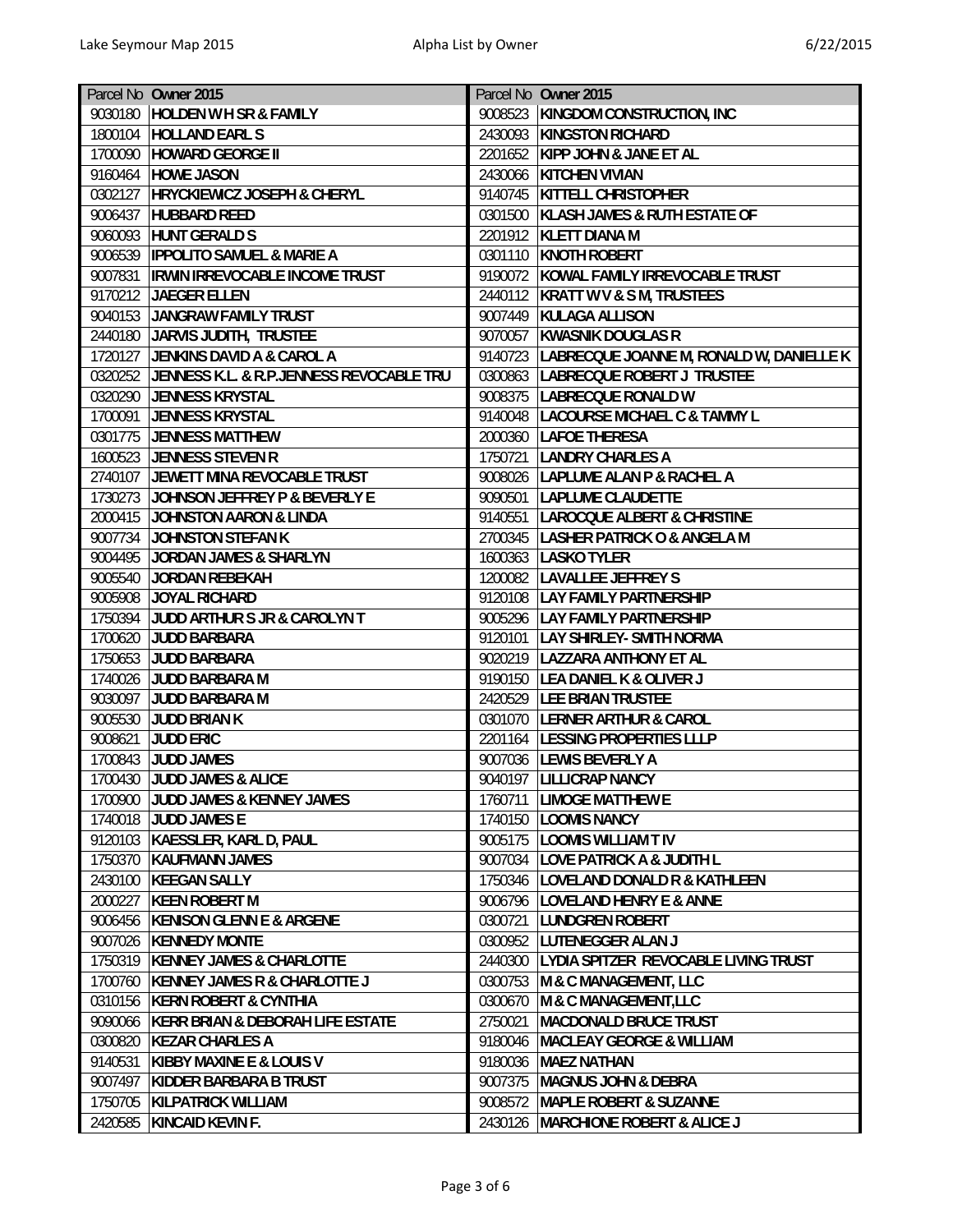| Parcel No | Owner 2015 | Parcel No | Owner 2015 |
|---|---|---|---|
| 9030180 | HOLDEN W H SR & FAMILY | 9008523 | KINGDOM CONSTRUCTION, INC |
| 1800104 | HOLLAND EARL S | 2430093 | KINGSTON RICHARD |
| 1700090 | HOWARD GEORGE II | 2201652 | KIPP JOHN & JANE ET AL |
| 9160464 | HOWE JASON | 2430066 | KITCHEN VIVIAN |
| 0302127 | HRYCKIEWICZ JOSEPH & CHERYL | 9140745 | KITTELL CHRISTOPHER |
| 9006437 | HUBBARD REED | 0301500 | KLASH JAMES & RUTH ESTATE OF |
| 9060093 | HUNT GERALD S | 2201912 | KLETT DIANA M |
| 9006539 | IPPOLITO SAMUEL & MARIE A | 0301110 | KNOTH ROBERT |
| 9007831 | IRWIN IRREVOCABLE INCOME TRUST | 9190072 | KOWAL FAMILY IRREVOCABLE TRUST |
| 9170212 | JAEGER ELLEN | 2440112 | KRATT W V & S M, TRUSTEES |
| 9040153 | JANGRAW FAMILY TRUST | 9007449 | KULAGA ALLISON |
| 2440180 | JARVIS JUDITH, TRUSTEE | 9070057 | KWASNIK DOUGLAS R |
| 1720127 | JENKINS DAVID A & CAROL A | 9140723 | LABRECQUE JOANNE M, RONALD W, DANIELLE K |
| 0320252 | JENNESS K.L. & R.P.JENNESS REVOCABLE TRU | 0300863 | LABRECQUE ROBERT J TRUSTEE |
| 0320290 | JENNESS KRYSTAL | 9008375 | LABRECQUE RONALD W |
| 1700091 | JENNESS KRYSTAL | 9140048 | LACOURSE MICHAEL C & TAMMY L |
| 0301775 | JENNESS MATTHEW | 2000360 | LAFOE THERESA |
| 1600523 | JENNESS STEVEN R | 1750721 | LANDRY CHARLES A |
| 2740107 | JEWETT MINA REVOCABLE TRUST | 9008026 | LAPLUME ALAN P & RACHEL A |
| 1730273 | JOHNSON JEFFREY P & BEVERLY E | 9090501 | LAPLUME CLAUDETTE |
| 2000415 | JOHNSTON AARON & LINDA | 9140551 | LAROCQUE ALBERT & CHRISTINE |
| 9007734 | JOHNSTON STEFAN K | 2700345 | LASHER PATRICK O & ANGELA M |
| 9004495 | JORDAN JAMES & SHARLYN | 1600363 | LASKO TYLER |
| 9005540 | JORDAN REBEKAH | 1200082 | LAVALLEE JEFFREY S |
| 9005908 | JOYAL RICHARD | 9120108 | LAY FAMILY PARTNERSHIP |
| 1750394 | JUDD ARTHUR S JR & CAROLYN T | 9005296 | LAY FAMILY PARTNERSHIP |
| 1700620 | JUDD BARBARA | 9120101 | LAY SHIRLEY- SMITH NORMA |
| 1750653 | JUDD BARBARA | 9020219 | LAZZARA ANTHONY ET AL |
| 1740026 | JUDD BARBARA M | 9190150 | LEA DANIEL K & OLIVER J |
| 9030097 | JUDD BARBARA M | 2420529 | LEE BRIAN TRUSTEE |
| 9005530 | JUDD BRIAN K | 0301070 | LERNER ARTHUR & CAROL |
| 9008621 | JUDD ERIC | 2201164 | LESSING PROPERTIES LLLP |
| 1700843 | JUDD JAMES | 9007036 | LEWIS BEVERLY A |
| 1700430 | JUDD JAMES & ALICE | 9040197 | LILLICRAP NANCY |
| 1700900 | JUDD JAMES & KENNEY JAMES | 1760711 | LIMOGE MATTHEW E |
| 1740018 | JUDD JAMES E | 1740150 | LOOMIS NANCY |
| 9120103 | KAESSLER, KARL D, PAUL | 9005175 | LOOMIS WILLIAM T IV |
| 1750370 | KAUFMANN JAMES | 9007034 | LOVE PATRICK A & JUDITH L |
| 2430100 | KEEGAN SALLY | 1750346 | LOVELAND DONALD R & KATHLEEN |
| 2000227 | KEEN ROBERT M | 9006796 | LOVELAND HENRY E & ANNE |
| 9006456 | KENISON GLENN E & ARGENE | 0300721 | LUNDGREN ROBERT |
| 9007026 | KENNEDY MONTE | 0300952 | LUTENEGGER ALAN J |
| 1750319 | KENNEY JAMES & CHARLOTTE | 2440300 | LYDIA SPITZER REVOCABLE LIVING TRUST |
| 1700760 | KENNEY JAMES R & CHARLOTTE J | 0300753 | M & C MANAGEMENT, LLC |
| 0310156 | KERN ROBERT & CYNTHIA | 0300670 | M & C MANAGEMENT,LLC |
| 9090066 | KERR BRIAN & DEBORAH LIFE ESTATE | 2750021 | MACDONALD BRUCE TRUST |
| 0300820 | KEZAR CHARLES A | 9180046 | MACLEAY GEORGE & WILLIAM |
| 9140531 | KIBBY MAXINE E & LOUIS V | 9180036 | MAEZ NATHAN |
| 9007497 | KIDDER BARBARA B TRUST | 9007375 | MAGNUS JOHN & DEBRA |
| 1750705 | KILPATRICK WILLIAM | 9008572 | MAPLE ROBERT & SUZANNE |
| 2420585 | KINCAID KEVIN F. | 2430126 | MARCHIONE ROBERT & ALICE J |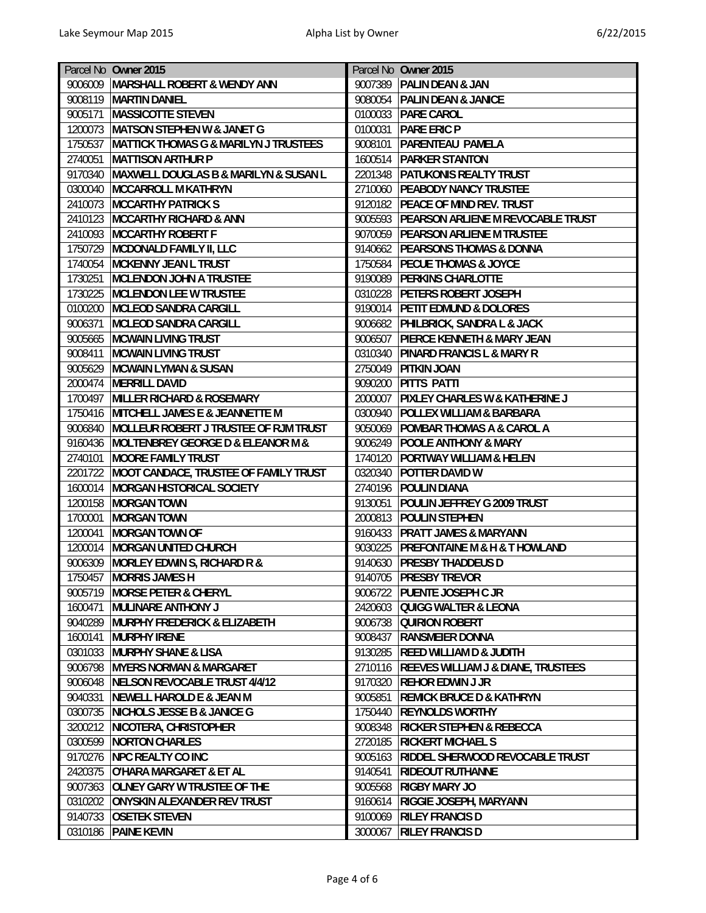| Parcel No | Owner 2015 | Parcel No | Owner 2015 |
|---|---|---|---|
| 9006009 | MARSHALL ROBERT & WENDY ANN | 9007389 | PALIN DEAN & JAN |
| 9008119 | MARTIN DANIEL | 9080054 | PALIN DEAN & JANICE |
| 9005171 | MASSICOTTE STEVEN | 0100033 | PARE CAROL |
| 1200073 | MATSON STEPHEN W & JANET G | 0100031 | PARE ERIC P |
| 1750537 | MATTICK THOMAS G & MARILYN J TRUSTEES | 9008101 | PARENTEAU PAMELA |
| 2740051 | MATTISON ARTHUR P | 1600514 | PARKER STANTON |
| 9170340 | MAXWELL DOUGLAS B & MARILYN & SUSAN L | 2201348 | PATUKONIS REALTY TRUST |
| 0300040 | MCCARROLL M KATHRYN | 2710060 | PEABODY NANCY TRUSTEE |
| 2410073 | MCCARTHY PATRICK S | 9120182 | PEACE OF MIND REV. TRUST |
| 2410123 | MCCARTHY RICHARD & ANN | 9005593 | PEARSON ARLIENE M REVOCABLE TRUST |
| 2410093 | MCCARTHY ROBERT F | 9070059 | PEARSON ARLIENE M TRUSTEE |
| 1750729 | MCDONALD FAMILY II, LLC | 9140662 | PEARSONS THOMAS & DONNA |
| 1740054 | MCKENNY JEAN L TRUST | 1750584 | PECUE THOMAS & JOYCE |
| 1730251 | MCLENDON JOHN A TRUSTEE | 9190089 | PERKINS CHARLOTTE |
| 1730225 | MCLENDON LEE W TRUSTEE | 0310228 | PETERS ROBERT JOSEPH |
| 0100200 | MCLEOD SANDRA CARGILL | 9190014 | PETIT EDMUND & DOLORES |
| 9006371 | MCLEOD SANDRA CARGILL | 9006682 | PHILBRICK, SANDRA L & JACK |
| 9005665 | MCWAIN LIVING TRUST | 9006507 | PIERCE KENNETH & MARY JEAN |
| 9008411 | MCWAIN LIVING TRUST | 0310340 | PINARD FRANCIS L & MARY R |
| 9005629 | MCWAIN LYMAN & SUSAN | 2750049 | PITKIN JOAN |
| 2000474 | MERRILL DAVID | 9090200 | PITTS PATTI |
| 1700497 | MILLER RICHARD & ROSEMARY | 2000007 | PIXLEY CHARLES W & KATHERINE J |
| 1750416 | MITCHELL JAMES E & JEANNETTE M | 0300940 | POLLEX WILLIAM & BARBARA |
| 9006840 | MOLLEUR ROBERT J TRUSTEE OF RJM TRUST | 9050069 | POMBAR THOMAS A & CAROL A |
| 9160436 | MOLTENBREY GEORGE D & ELEANOR M & | 9006249 | POOLE ANTHONY & MARY |
| 2740101 | MOORE FAMILY TRUST | 1740120 | PORTWAY WILLIAM & HELEN |
| 2201722 | MOOT CANDACE, TRUSTEE OF FAMILY TRUST | 0320340 | POTTER DAVID W |
| 1600014 | MORGAN HISTORICAL SOCIETY | 2740196 | POULIN DIANA |
| 1200158 | MORGAN TOWN | 9130051 | POULIN JEFFREY G 2009 TRUST |
| 1700001 | MORGAN TOWN | 2000813 | POULIN STEPHEN |
| 1200041 | MORGAN TOWN OF | 9160433 | PRATT JAMES & MARYANN |
| 1200014 | MORGAN UNITED CHURCH | 9030225 | PREFONTAINE M & H & T HOWLAND |
| 9006309 | MORLEY EDWIN S, RICHARD R & | 9140630 | PRESBY THADDEUS D |
| 1750457 | MORRIS JAMES H | 9140705 | PRESBY TREVOR |
| 9005719 | MORSE PETER & CHERYL | 9006722 | PUENTE JOSEPH C JR |
| 1600471 | MULINARE ANTHONY J | 2420603 | QUIGG WALTER & LEONA |
| 9040289 | MURPHY FREDERICK & ELIZABETH | 9006738 | QUIRION ROBERT |
| 1600141 | MURPHY IRENE | 9008437 | RANSMEIER DONNA |
| 0301033 | MURPHY SHANE & LISA | 9130285 | REED WILLIAM D & JUDITH |
| 9006798 | MYERS NORMAN & MARGARET | 2710116 | REEVES WILLIAM J & DIANE, TRUSTEES |
| 9006048 | NELSON REVOCABLE TRUST 4/4/12 | 9170320 | REHOR EDWIN J JR |
| 9040331 | NEWELL HAROLD E & JEAN M | 9005851 | REMICK BRUCE D & KATHRYN |
| 0300735 | NICHOLS JESSE B & JANICE G | 1750440 | REYNOLDS WORTHY |
| 3200212 | NICOTERA, CHRISTOPHER | 9008348 | RICKER STEPHEN & REBECCA |
| 0300599 | NORTON CHARLES | 2720185 | RICKERT MICHAEL S |
| 9170276 | NPC REALTY CO INC | 9005163 | RIDDEL SHERWOOD REVOCABLE TRUST |
| 2420375 | O'HARA MARGARET & ET AL | 9140541 | RIDEOUT RUTHANNE |
| 9007363 | OLNEY GARY W TRUSTEE OF THE | 9005568 | RIGBY MARY JO |
| 0310202 | ONYSKIN ALEXANDER REV TRUST | 9160614 | RIGGIE JOSEPH, MARYANN |
| 9140733 | OSETEK STEVEN | 9100069 | RILEY FRANCIS D |
| 0310186 | PAINE KEVIN | 3000067 | RILEY FRANCIS D |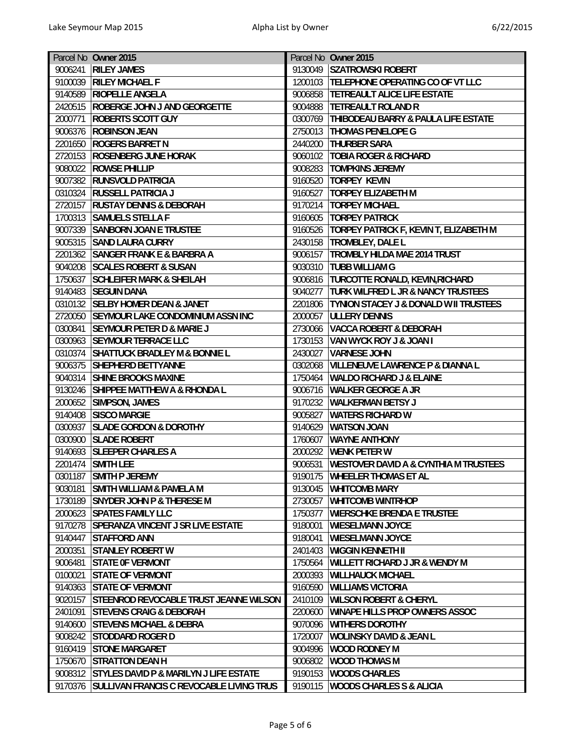| Parcel No | Owner 2015 | Parcel No | Owner 2015 |
|---|---|---|---|
| 9006241 | **RILEY JAMES** | 9130049 | **SZATROWSKI ROBERT** |
| 9100039 | **RILEY MICHAEL F** | 1200103 | **TELEPHONE OPERATING CO OF VT LLC** |
| 9140589 | **RIOPELLE ANGELA** | 9006858 | **TETREAULT ALICE LIFE ESTATE** |
| 2420515 | **ROBERGE JOHN J AND GEORGETTE** | 9004888 | **TETREAULT ROLAND R** |
| 2000771 | **ROBERTS SCOTT GUY** | 0300769 | **THIBODEAU BARRY & PAULA LIFE ESTATE** |
| 9006376 | **ROBINSON JEAN** | 2750013 | **THOMAS PENELOPE G** |
| 2201650 | **ROGERS BARRET N** | 2440200 | **THURBER SARA** |
| 2720153 | **ROSENBERG JUNE HORAK** | 9060102 | **TOBIA ROGER & RICHARD** |
| 9080022 | **ROWSE PHILLIP** | 9008283 | **TOMPKINS JEREMY** |
| 9007382 | **RUNSVOLD PATRICIA** | 9160520 | **TORPEY KEVIN** |
| 0310324 | **RUSSELL PATRICIA J** | 9160527 | **TORPEY ELIZABETH M** |
| 2720157 | **RUSTAY DENNIS & DEBORAH** | 9170214 | **TORPEY MICHAEL** |
| 1700313 | **SAMUELS STELLA F** | 9160605 | **TORPEY PATRICK** |
| 9007339 | **SANBORN JOAN E TRUSTEE** | 9160526 | **TORPEY PATRICK F, KEVIN T, ELIZABETH M** |
| 9005315 | **SAND LAURA CURRY** | 2430158 | **TROMBLEY, DALE L** |
| 2201362 | **SANGER FRANK E & BARBRA A** | 9006157 | **TROMBLY HILDA MAE 2014 TRUST** |
| 9040208 | **SCALES ROBERT & SUSAN** | 9030310 | **TUBB WILLIAM G** |
| 1750637 | **SCHLEIFER MARK & SHEILAH** | 9006816 | **TURCOTTE RONALD, KEVIN,RICHARD** |
| 9140483 | **SEGUIN DANA** | 9040277 | **TURK WILFRED L JR & NANCY TRUSTEES** |
| 0310132 | **SELBY HOMER DEAN & JANET** | 2201806 | **TYNION STACEY J & DONALD W II TRUSTEES** |
| 2720050 | **SEYMOUR LAKE CONDOMINIUM ASSN INC** | 2000057 | **ULLERY DENNIS** |
| 0300841 | **SEYMOUR PETER D & MARIE J** | 2730066 | **VACCA ROBERT & DEBORAH** |
| 0300963 | **SEYMOUR TERRACE LLC** | 1730153 | **VAN WYCK ROY J & JOAN I** |
| 0310374 | **SHATTUCK BRADLEY M & BONNIE L** | 2430027 | **VARNESE JOHN** |
| 9006375 | **SHEPHERD BETTYANNE** | 0302068 | **VILLENEUVE LAWRENCE P & DIANNA L** |
| 9040314 | **SHINE BROOKS MAXINE** | 1750464 | **WALDO RICHARD J & ELAINE** |
| 9130246 | **SHIPPEE MATTHEW A & RHONDA L** | 9006716 | **WALKER GEORGE A JR** |
| 2000652 | **SIMPSON, JAMES** | 9170232 | **WALKERMAN BETSY J** |
| 9140408 | **SISCO MARGIE** | 9005827 | **WATERS RICHARD W** |
| 0300937 | **SLADE GORDON & DOROTHY** | 9140629 | **WATSON JOAN** |
| 0300900 | **SLADE ROBERT** | 1760607 | **WAYNE ANTHONY** |
| 9140693 | **SLEEPER CHARLES A** | 2000292 | **WENK PETER W** |
| 2201474 | **SMITH LEE** | 9006531 | **WESTOVER DAVID A & CYNTHIA M TRUSTEES** |
| 0301187 | **SMITH P JEREMY** | 9190175 | **WHEELER THOMAS ET AL** |
| 9030181 | **SMITH WILLIAM & PAMELA M** | 9130045 | **WHITCOMB MARY** |
| 1730189 | **SNYDER JOHN P & THERESE M** | 2730057 | **WHITCOMB WINTRHOP** |
| 2000623 | **SPATES FAMILY LLC** | 1750377 | **WIERSCHKE BRENDA E TRUSTEE** |
| 9170278 | **SPERANZA VINCENT J SR LIVE ESTATE** | 9180001 | **WIESELMANN JOYCE** |
| 9140447 | **STAFFORD ANN** | 9180041 | **WIESELMANN JOYCE** |
| 2000351 | **STANLEY ROBERT W** | 2401403 | **WIGGIN KENNETH II** |
| 9006481 | **STATE 0F VERMONT** | 1750564 | **WILLETT RICHARD J JR & WENDY M** |
| 0100021 | **STATE OF VERMONT** | 2000393 | **WILLHAUCK MICHAEL** |
| 9140363 | **STATE OF VERMONT** | 9160590 | **WILLIAMS VICTORIA** |
| 9020157 | **STEENROD REVOCABLE TRUST JEANNE WILSON** | 2410109 | **WILSON ROBERT & CHERYL** |
| 2401091 | **STEVENS CRAIG & DEBORAH** | 2200600 | **WINAPE HILLS PROP OWNERS ASSOC** |
| 9140600 | **STEVENS MICHAEL & DEBRA** | 9070096 | **WITHERS DOROTHY** |
| 9008242 | **STODDARD ROGER D** | 1720007 | **WOLINSKY DAVID & JEAN L** |
| 9160419 | **STONE MARGARET** | 9004996 | **WOOD RODNEY M** |
| 1750670 | **STRATTON DEAN H** | 9006802 | **WOOD THOMAS M** |
| 9008312 | **STYLES DAVID P & MARILYN J LIFE ESTATE** | 9190153 | **WOODS CHARLES** |
| 9170376 | **SULLIVAN FRANCIS C REVOCABLE LIVING TRUS** | 9190115 | **WOODS CHARLES S & ALICIA** |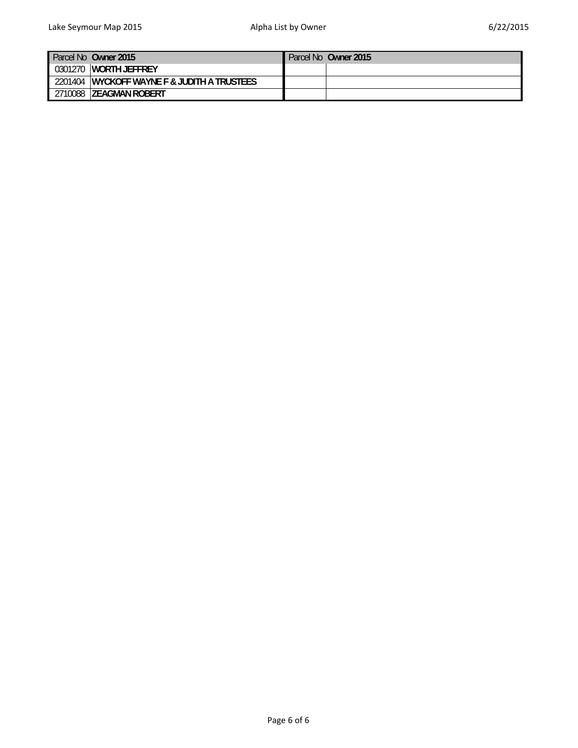| Parcel No | Owner 2015 | Parcel No | Owner 2015 |
|---|---|---|---|
| 0301270 | **WORTH JEFFREY** | | |
| 2201404 | **WYCKOFF WAYNE F & JUDITH A TRUSTEES** | | |
| 2710088 | **ZEAGMAN ROBERT** | | |